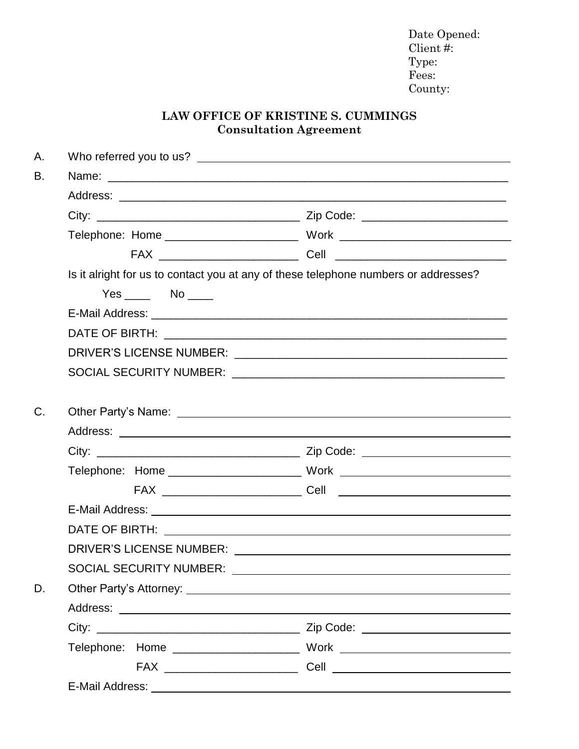Date Opened:
Client #:
Type:
Fees:
County:

# LAW OFFICE OF KRISTINE S. CUMMINGS

## Consultation Agreement

A. Who referred you to us? ____________________________________________

B. Name: ____________________________________________

Address: ____________________________________________

City: ______________________ Zip Code: ______________________

Telephone: Home ______________________ Work ______________________

FAX ______________________ Cell ______________________

Is it alright for us to contact you at any of these telephone numbers or addresses?

Yes ____ No ____

E-Mail Address: ____________________________________________

DATE OF BIRTH: ____________________________________________

DRIVER'S LICENSE NUMBER: ____________________________________________

SOCIAL SECURITY NUMBER: ____________________________________________

C. Other Party's Name: ____________________________________________

Address: ____________________________________________

City: ______________________ Zip Code: ______________________

Telephone: Home ______________________ Work ______________________

FAX ______________________ Cell ______________________

E-Mail Address: ____________________________________________

DATE OF BIRTH: ____________________________________________

DRIVER'S LICENSE NUMBER: ____________________________________________

SOCIAL SECURITY NUMBER: ____________________________________________

D. Other Party's Attorney: ____________________________________________

Address: ____________________________________________

City: ______________________ Zip Code: ______________________

Telephone: Home ______________________ Work ______________________

FAX ______________________ Cell ______________________

E-Mail Address: ____________________________________________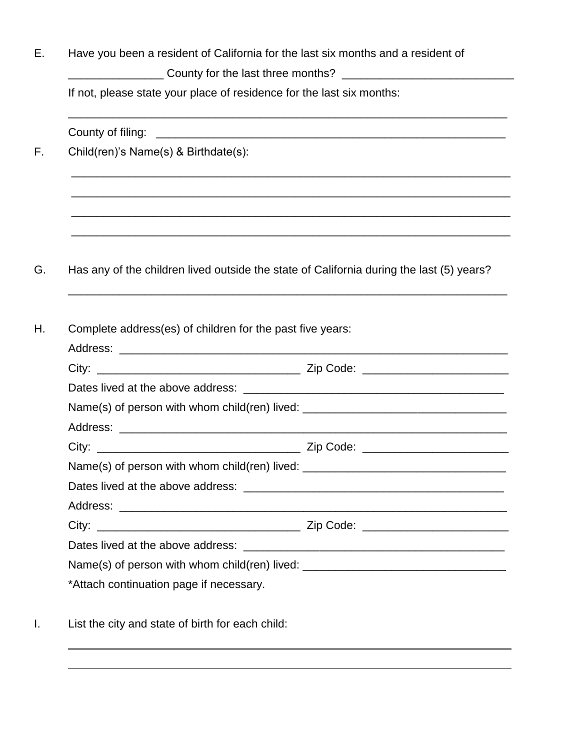E. Have you been a resident of California for the last six months and a resident of _______________ County for the last three months? ___________________________

If not, please state your place of residence for the last six months:

_________________________________________________________________________

County of filing: ________________________________________________________

F. Child(ren)'s Name(s) & Birthdate(s):

_________________________________________________________________________

_________________________________________________________________________

_________________________________________________________________________

_________________________________________________________________________

G. Has any of the children lived outside the state of California during the last (5) years?

_________________________________________________________________________

H. Complete address(es) of children for the past five years:

Address: _________________________________________________________________

City: _________________________________ Zip Code: _______________________

Dates lived at the above address: _________________________________________

Name(s) of person with whom child(ren) lived: ________________________________

Address: _________________________________________________________________

City: _________________________________ Zip Code: _______________________

Name(s) of person with whom child(ren) lived: ________________________________

Dates lived at the above address: _________________________________________

Address: _________________________________________________________________

City: _________________________________ Zip Code: _______________________

Dates lived at the above address: _________________________________________

Name(s) of person with whom child(ren) lived: ________________________________

*Attach continuation page if necessary.

I. List the city and state of birth for each child:

_________________________________________________________________________

_________________________________________________________________________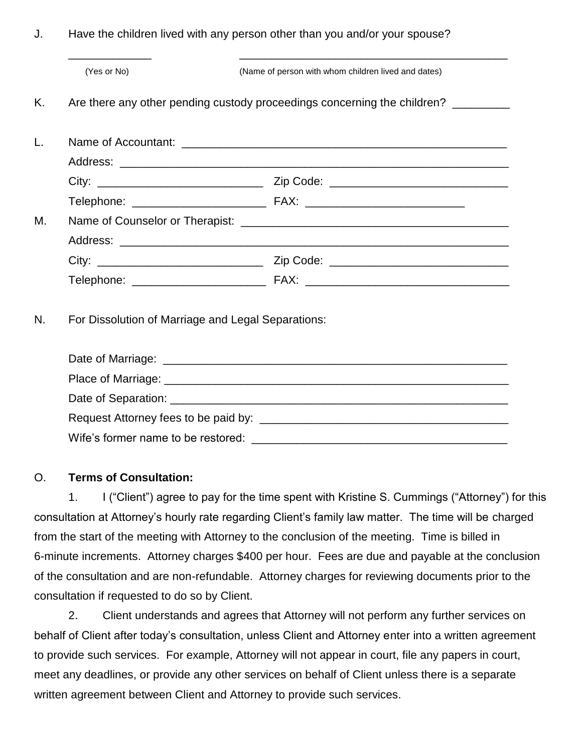J. Have the children lived with any person other than you and/or your spouse?

_____________ ___________________________________________

(Yes or No) (Name of person with whom children lived and dates)

K. Are there any other pending custody proceedings concerning the children? _________

L. Name of Accountant: ____________________________________________________

Address: ______________________________________________________________

City: __________________________ Zip Code: ____________________________

Telephone: _____________________ FAX: _________________________

M. Name of Counselor or Therapist: ___________________________________________

Address: ______________________________________________________________

City: __________________________ Zip Code: ____________________________

Telephone: _____________________ FAX: ________________________________

N. For Dissolution of Marriage and Legal Separations:

Date of Marriage: _______________________________________________________

Place of Marriage: _______________________________________________________

Date of Separation: ______________________________________________________

Request Attorney fees to be paid by: _______________________________________

Wife's former name to be restored: ________________________________________

O. **Terms of Consultation:**

1. I ("Client") agree to pay for the time spent with Kristine S. Cummings ("Attorney") for this consultation at Attorney's hourly rate regarding Client's family law matter. The time will be charged from the start of the meeting with Attorney to the conclusion of the meeting. Time is billed in 6-minute increments. Attorney charges $400 per hour. Fees are due and payable at the conclusion of the consultation and are non-refundable. Attorney charges for reviewing documents prior to the consultation if requested to do so by Client.

2. Client understands and agrees that Attorney will not perform any further services on behalf of Client after today's consultation, unless Client and Attorney enter into a written agreement to provide such services. For example, Attorney will not appear in court, file any papers in court, meet any deadlines, or provide any other services on behalf of Client unless there is a separate written agreement between Client and Attorney to provide such services.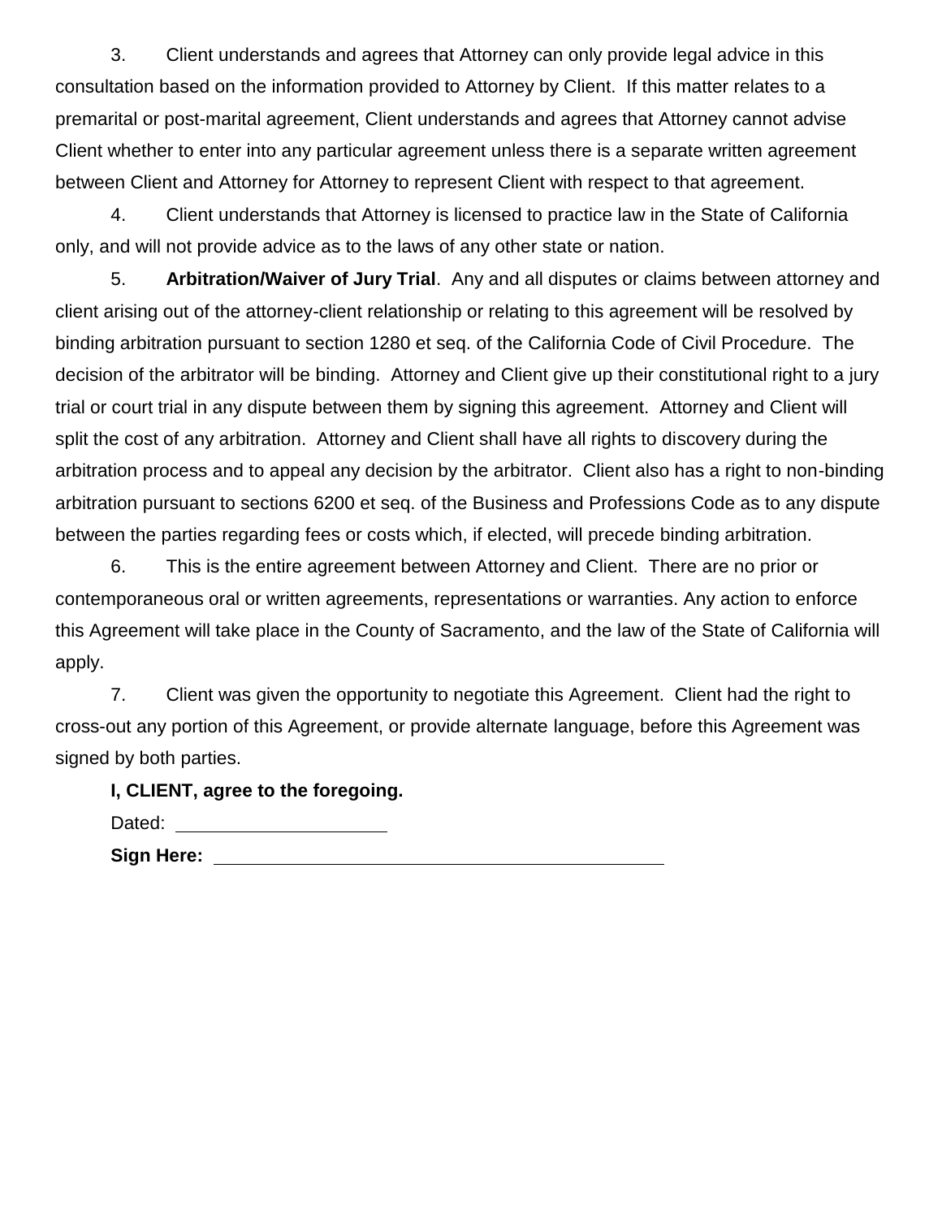3. Client understands and agrees that Attorney can only provide legal advice in this consultation based on the information provided to Attorney by Client. If this matter relates to a premarital or post-marital agreement, Client understands and agrees that Attorney cannot advise Client whether to enter into any particular agreement unless there is a separate written agreement between Client and Attorney for Attorney to represent Client with respect to that agreement.

4. Client understands that Attorney is licensed to practice law in the State of California only, and will not provide advice as to the laws of any other state or nation.

5. **Arbitration/Waiver of Jury Trial**. Any and all disputes or claims between attorney and client arising out of the attorney-client relationship or relating to this agreement will be resolved by binding arbitration pursuant to section 1280 et seq. of the California Code of Civil Procedure. The decision of the arbitrator will be binding. Attorney and Client give up their constitutional right to a jury trial or court trial in any dispute between them by signing this agreement. Attorney and Client will split the cost of any arbitration. Attorney and Client shall have all rights to discovery during the arbitration process and to appeal any decision by the arbitrator. Client also has a right to non-binding arbitration pursuant to sections 6200 et seq. of the Business and Professions Code as to any dispute between the parties regarding fees or costs which, if elected, will precede binding arbitration.

6. This is the entire agreement between Attorney and Client. There are no prior or contemporaneous oral or written agreements, representations or warranties. Any action to enforce this Agreement will take place in the County of Sacramento, and the law of the State of California will apply.

7. Client was given the opportunity to negotiate this Agreement. Client had the right to cross-out any portion of this Agreement, or provide alternate language, before this Agreement was signed by both parties.

**I, CLIENT, agree to the foregoing.**

Dated: ____________________

**Sign Here:** ____________________________________________